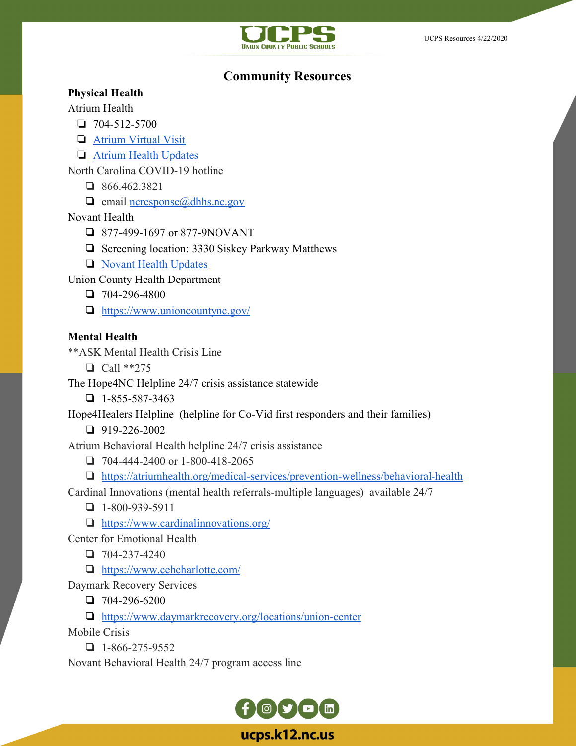# Community Resources

**Physical Health**

Atrium Health

- 704-512-5700
- Atrium Virtual Visit
- Atrium Health Updates

North Carolina COVID-19 hotline

- 866.462.3821
- email ncresponse@dhhs.nc.gov

Novant Health

- 877-499-1697 or 877-9NOVANT
- Screening location: 3330 Siskey Parkway Matthews
- Novant Health Updates

Union County Health Department

- 704-296-4800
- https://www.unioncountync.gov/

**Mental Health**

**ASK Mental Health Crisis Line

- Call **275

The Hope4NC Helpline 24/7 crisis assistance statewide

- 1-855-587-3463

Hope4Healers Helpline (helpline for Co-Vid first responders and their families)

- 919-226-2002

Atrium Behavioral Health helpline 24/7 crisis assistance

- 704-444-2400 or 1-800-418-2065
- https://atriumhealth.org/medical-services/prevention-wellness/behavioral-health

Cardinal Innovations (mental health referrals-multiple languages) available 24/7

- 1-800-939-5911
- https://www.cardinalinnovations.org/

Center for Emotional Health

- 704-237-4240
- https://www.cehcharlotte.com/

Daymark Recovery Services

- 704-296-6200
- https://www.daymarkrecovery.org/locations/union-center

Mobile Crisis

- 1-866-275-9552

Novant Behavioral Health 24/7 program access line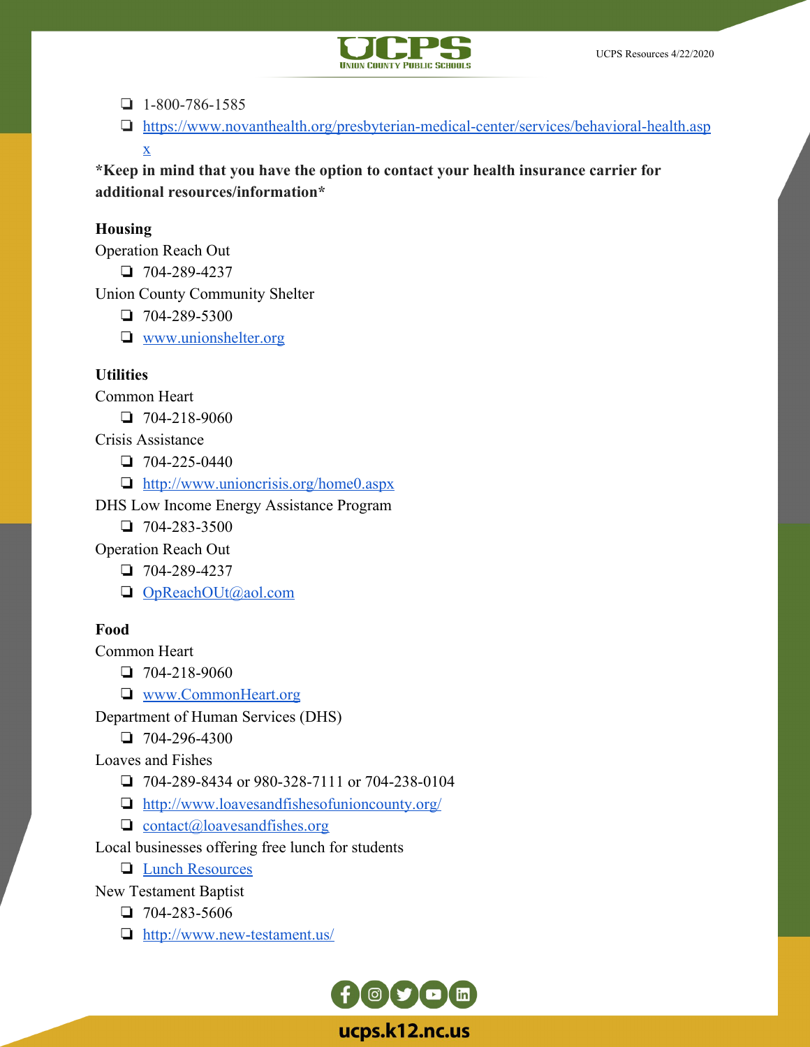- 1-800-786-1585
- https://www.novanthealth.org/presbyterian-medical-center/services/behavioral-health.aspx

**\*Keep in mind that you have the option to contact your health insurance carrier for additional resources/information\***

**Housing**

Operation Reach Out

- 704-289-4237

Union County Community Shelter

- 704-289-5300
- www.unionshelter.org

**Utilities**

Common Heart

- 704-218-9060

Crisis Assistance

- 704-225-0440
- http://www.unioncrisis.org/home0.aspx

DHS Low Income Energy Assistance Program

- 704-283-3500

Operation Reach Out

- 704-289-4237
- OpReachOUt@aol.com

**Food**

Common Heart

- 704-218-9060
- www.CommonHeart.org

Department of Human Services (DHS)

- 704-296-4300

Loaves and Fishes

- 704-289-8434 or 980-328-7111 or 704-238-0104
- http://www.loavesandfishesofunioncounty.org/
- contact@loavesandfishes.org

Local businesses offering free lunch for students

- Lunch Resources

New Testament Baptist

- 704-283-5606
- http://www.new-testament.us/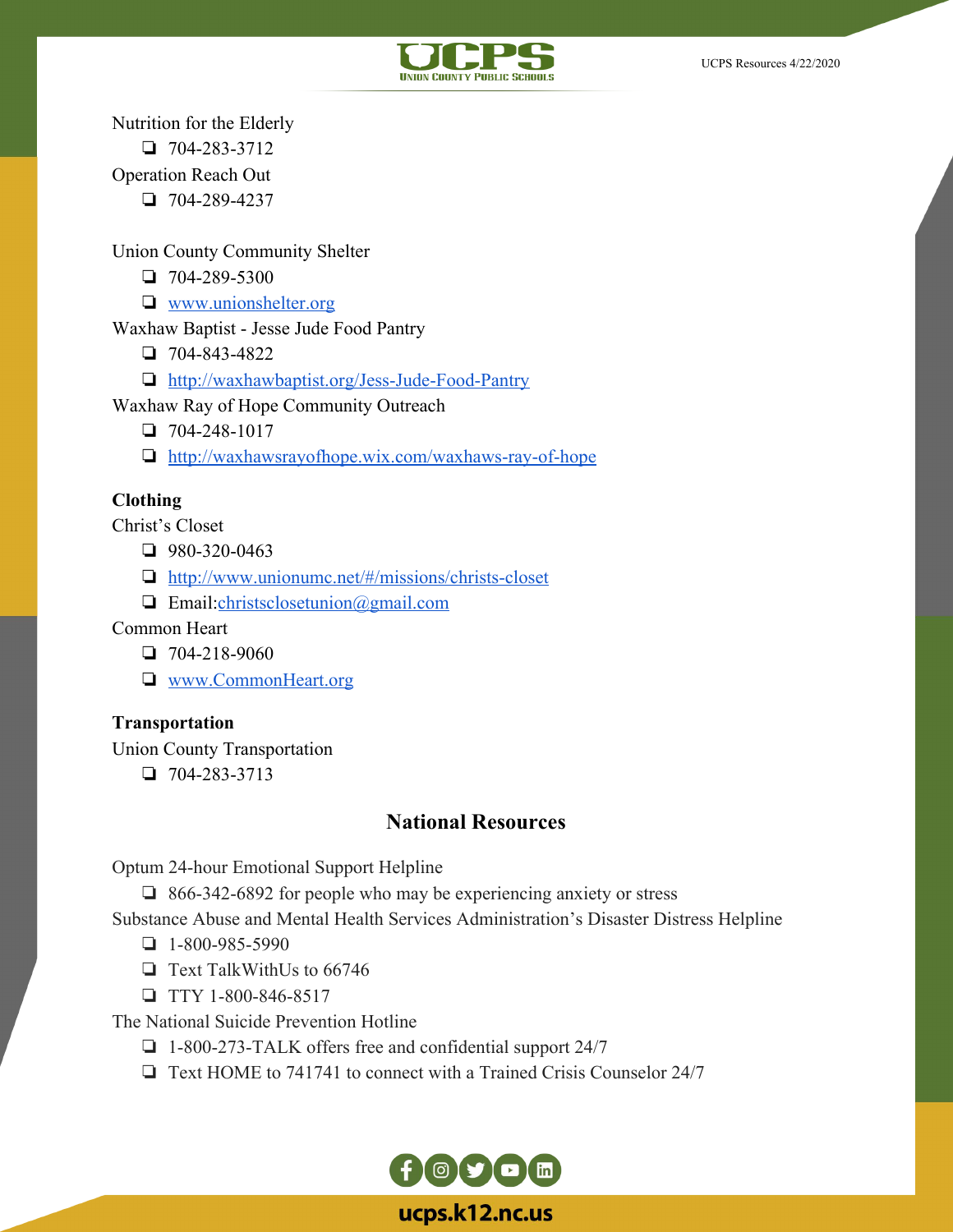Nutrition for the Elderly

- 704-283-3712

Operation Reach Out

- 704-289-4237

Union County Community Shelter

- 704-289-5300
- [www.unionshelter.org](http://www.unionshelter.org)

Waxhaw Baptist - Jesse Jude Food Pantry

- 704-843-4822
- [http://waxhawbaptist.org/Jess-Jude-Food-Pantry](http://waxhawbaptist.org/Jess-Jude-Food-Pantry)

Waxhaw Ray of Hope Community Outreach

- 704-248-1017
- [http://waxhawsrayofhope.wix.com/waxhaws-ray-of-hope](http://waxhawsrayofhope.wix.com/waxhaws-ray-of-hope)

**Clothing**

Christ's Closet

- 980-320-0463
- [http://www.unionumc.net/#/missions/christs-closet](http://www.unionumc.net/#/missions/christs-closet)
- Email:[christsclosetunion@gmail.com](mailto:christsclosetunion@gmail.com)

Common Heart

- 704-218-9060
- [www.CommonHeart.org](http://www.CommonHeart.org)

**Transportation**

Union County Transportation

- 704-283-3713

## National Resources

Optum 24-hour Emotional Support Helpline

- 866-342-6892 for people who may be experiencing anxiety or stress

Substance Abuse and Mental Health Services Administration's Disaster Distress Helpline

- 1-800-985-5990
- Text TalkWithUs to 66746
- TTY 1-800-846-8517

The National Suicide Prevention Hotline

- 1-800-273-TALK offers free and confidential support 24/7
- Text HOME to 741741 to connect with a Trained Crisis Counselor 24/7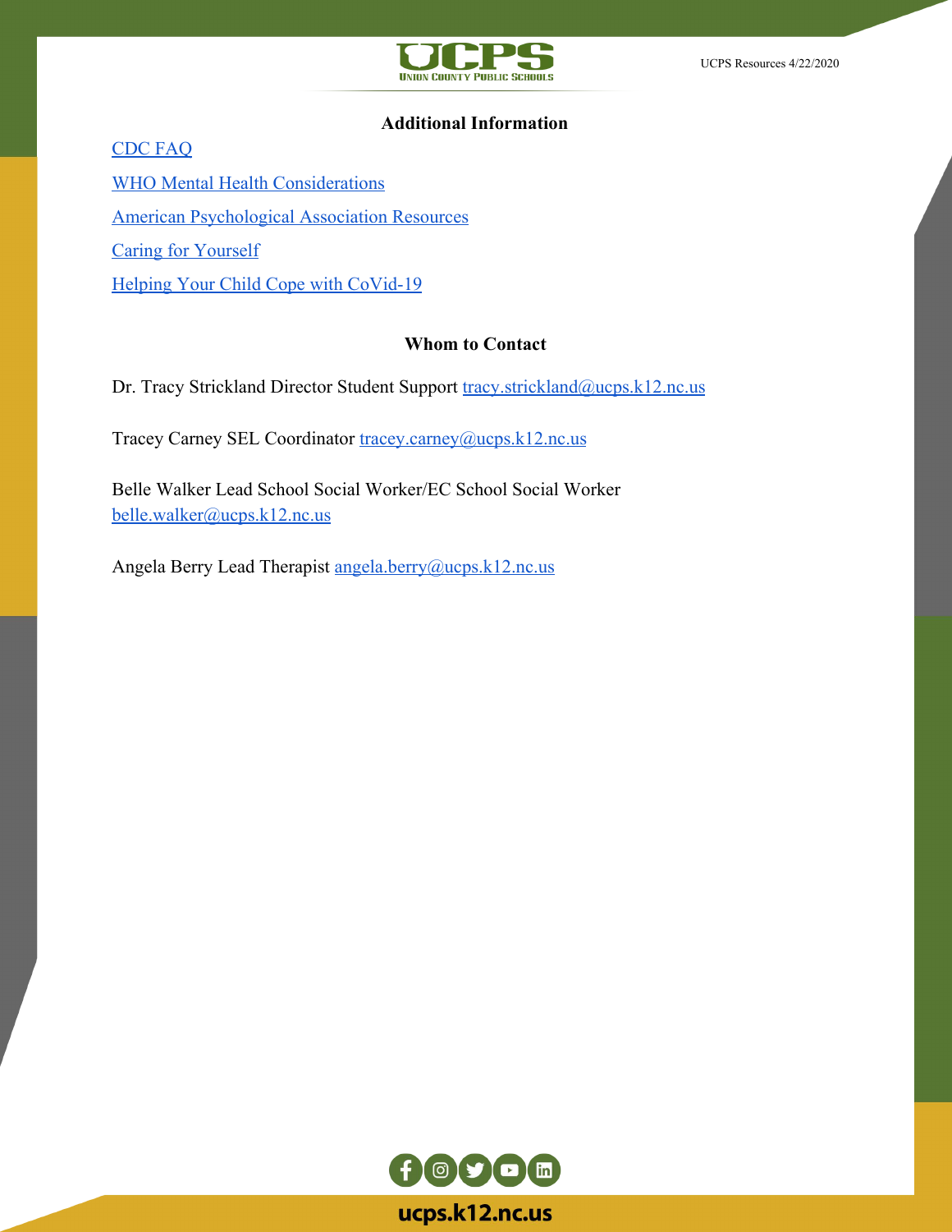## Additional Information

CDC FAQ

WHO Mental Health Considerations

American Psychological Association Resources

Caring for Yourself

Helping Your Child Cope with CoVid-19

## Whom to Contact

Dr. Tracy Strickland Director Student Support tracy.strickland@ucps.k12.nc.us

Tracey Carney SEL Coordinator tracey.carney@ucps.k12.nc.us

Belle Walker Lead School Social Worker/EC School Social Worker belle.walker@ucps.k12.nc.us

Angela Berry Lead Therapist angela.berry@ucps.k12.nc.us